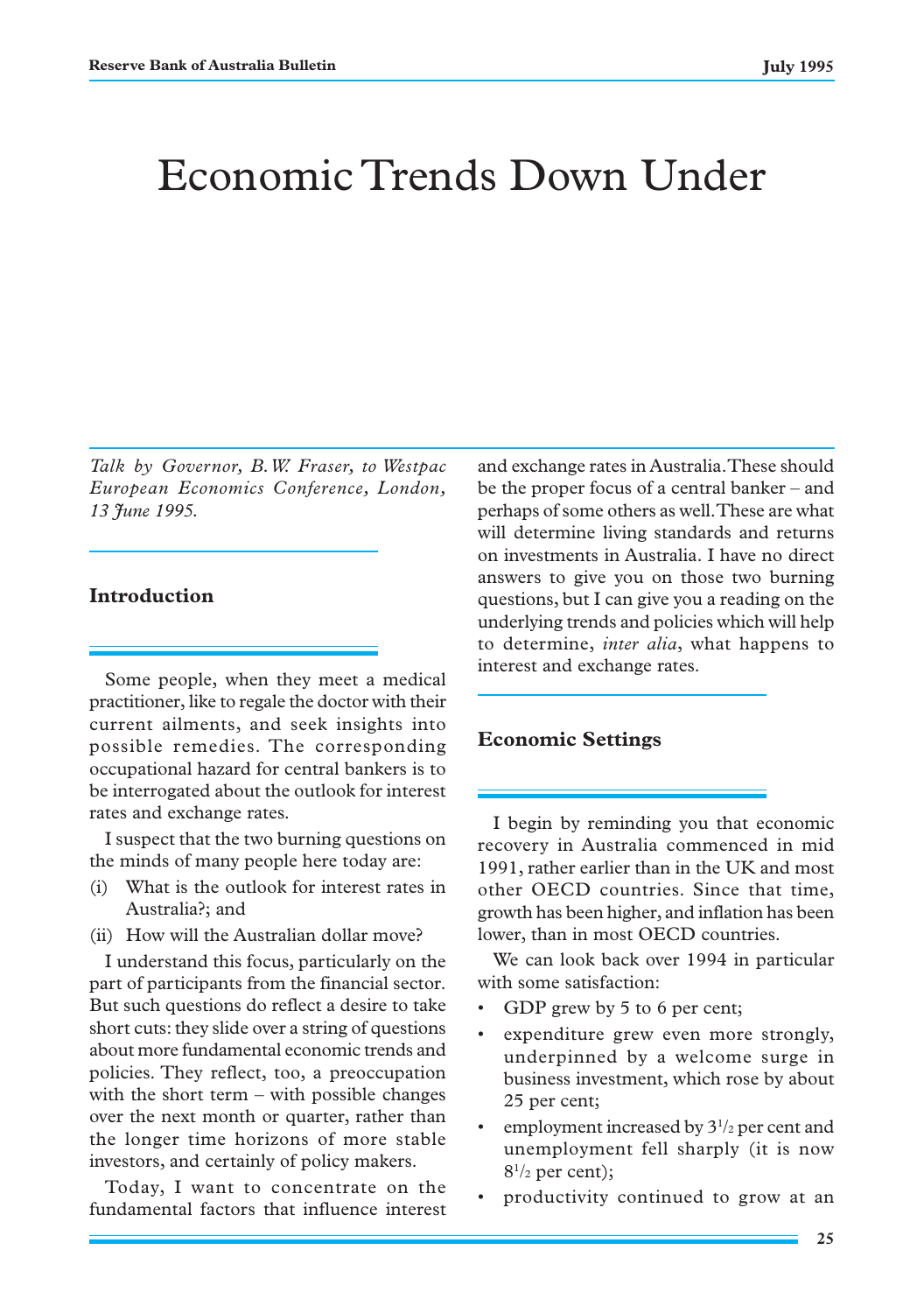# Economic Trends Down Under

*Talk by Governor, B.W. Fraser, to Westpac European Economics Conference, London, 13 June 1995.*

## Introduction

Some people, when they meet a medical practitioner, like to regale the doctor with their current ailments, and seek insights into possible remedies. The corresponding occupational hazard for central bankers is to be interrogated about the outlook for interest rates and exchange rates.

I suspect that the two burning questions on the minds of many people here today are:

(i) What is the outlook for interest rates in Australia?; and

(ii) How will the Australian dollar move?

I understand this focus, particularly on the part of participants from the financial sector. But such questions do reflect a desire to take short cuts: they slide over a string of questions about more fundamental economic trends and policies. They reflect, too, a preoccupation with the short term – with possible changes over the next month or quarter, rather than the longer time horizons of more stable investors, and certainly of policy makers.

Today, I want to concentrate on the fundamental factors that influence interest and exchange rates in Australia. These should be the proper focus of a central banker – and perhaps of some others as well. These are what will determine living standards and returns on investments in Australia. I have no direct answers to give you on those two burning questions, but I can give you a reading on the underlying trends and policies which will help to determine, *inter alia*, what happens to interest and exchange rates.

## Economic Settings

I begin by reminding you that economic recovery in Australia commenced in mid 1991, rather earlier than in the UK and most other OECD countries. Since that time, growth has been higher, and inflation has been lower, than in most OECD countries.

We can look back over 1994 in particular with some satisfaction:

- GDP grew by 5 to 6 per cent;
- expenditure grew even more strongly, underpinned by a welcome surge in business investment, which rose by about 25 per cent;
- employment increased by $3^1/_2$ per cent and unemployment fell sharply (it is now $8^1/_2$ per cent);
- productivity continued to grow at an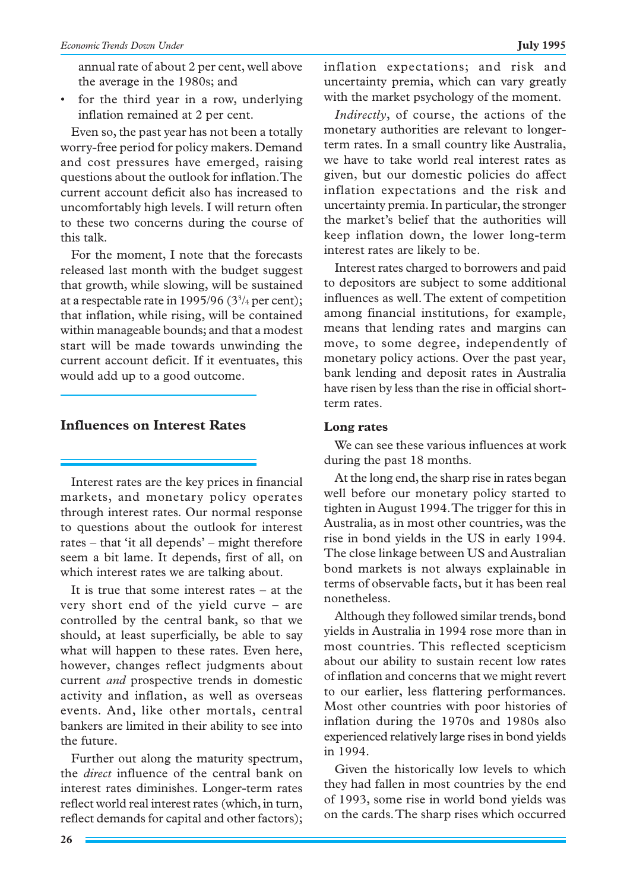annual rate of about 2 per cent, well above the average in the 1980s; and

- for the third year in a row, underlying inflation remained at 2 per cent.

Even so, the past year has not been a totally worry-free period for policy makers. Demand and cost pressures have emerged, raising questions about the outlook for inflation. The current account deficit also has increased to uncomfortably high levels. I will return often to these two concerns during the course of this talk.

For the moment, I note that the forecasts released last month with the budget suggest that growth, while slowing, will be sustained at a respectable rate in 1995/96 (3¾ per cent); that inflation, while rising, will be contained within manageable bounds; and that a modest start will be made towards unwinding the current account deficit. If it eventuates, this would add up to a good outcome.

## Influences on Interest Rates

Interest rates are the key prices in financial markets, and monetary policy operates through interest rates. Our normal response to questions about the outlook for interest rates – that 'it all depends' – might therefore seem a bit lame. It depends, first of all, on which interest rates we are talking about.

It is true that some interest rates – at the very short end of the yield curve – are controlled by the central bank, so that we should, at least superficially, be able to say what will happen to these rates. Even here, however, changes reflect judgments about current *and* prospective trends in domestic activity and inflation, as well as overseas events. And, like other mortals, central bankers are limited in their ability to see into the future.

Further out along the maturity spectrum, the *direct* influence of the central bank on interest rates diminishes. Longer-term rates reflect world real interest rates (which, in turn, reflect demands for capital and other factors); inflation expectations; and risk and uncertainty premia, which can vary greatly with the market psychology of the moment.

*Indirectly*, of course, the actions of the monetary authorities are relevant to longer-term rates. In a small country like Australia, we have to take world real interest rates as given, but our domestic policies do affect inflation expectations and the risk and uncertainty premia. In particular, the stronger the market's belief that the authorities will keep inflation down, the lower long-term interest rates are likely to be.

Interest rates charged to borrowers and paid to depositors are subject to some additional influences as well. The extent of competition among financial institutions, for example, means that lending rates and margins can move, to some degree, independently of monetary policy actions. Over the past year, bank lending and deposit rates in Australia have risen by less than the rise in official short-term rates.

### Long rates

We can see these various influences at work during the past 18 months.

At the long end, the sharp rise in rates began well before our monetary policy started to tighten in August 1994. The trigger for this in Australia, as in most other countries, was the rise in bond yields in the US in early 1994. The close linkage between US and Australian bond markets is not always explainable in terms of observable facts, but it has been real nonetheless.

Although they followed similar trends, bond yields in Australia in 1994 rose more than in most countries. This reflected scepticism about our ability to sustain recent low rates of inflation and concerns that we might revert to our earlier, less flattering performances. Most other countries with poor histories of inflation during the 1970s and 1980s also experienced relatively large rises in bond yields in 1994.

Given the historically low levels to which they had fallen in most countries by the end of 1993, some rise in world bond yields was on the cards. The sharp rises which occurred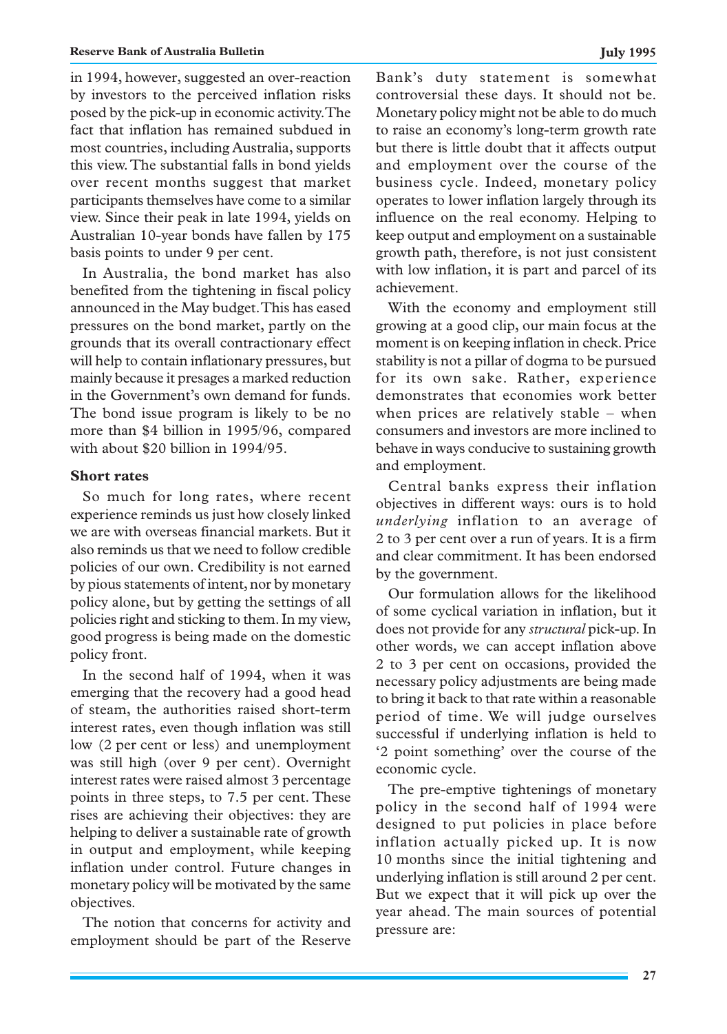in 1994, however, suggested an over-reaction by investors to the perceived inflation risks posed by the pick-up in economic activity. The fact that inflation has remained subdued in most countries, including Australia, supports this view. The substantial falls in bond yields over recent months suggest that market participants themselves have come to a similar view. Since their peak in late 1994, yields on Australian 10-year bonds have fallen by 175 basis points to under 9 per cent.

In Australia, the bond market has also benefited from the tightening in fiscal policy announced in the May budget. This has eased pressures on the bond market, partly on the grounds that its overall contractionary effect will help to contain inflationary pressures, but mainly because it presages a marked reduction in the Government's own demand for funds. The bond issue program is likely to be no more than $4 billion in 1995/96, compared with about $20 billion in 1994/95.

### Short rates

So much for long rates, where recent experience reminds us just how closely linked we are with overseas financial markets. But it also reminds us that we need to follow credible policies of our own. Credibility is not earned by pious statements of intent, nor by monetary policy alone, but by getting the settings of all policies right and sticking to them. In my view, good progress is being made on the domestic policy front.

In the second half of 1994, when it was emerging that the recovery had a good head of steam, the authorities raised short-term interest rates, even though inflation was still low (2 per cent or less) and unemployment was still high (over 9 per cent). Overnight interest rates were raised almost 3 percentage points in three steps, to 7.5 per cent. These rises are achieving their objectives: they are helping to deliver a sustainable rate of growth in output and employment, while keeping inflation under control. Future changes in monetary policy will be motivated by the same objectives.

The notion that concerns for activity and employment should be part of the Reserve Bank's duty statement is somewhat controversial these days. It should not be. Monetary policy might not be able to do much to raise an economy's long-term growth rate but there is little doubt that it affects output and employment over the course of the business cycle. Indeed, monetary policy operates to lower inflation largely through its influence on the real economy. Helping to keep output and employment on a sustainable growth path, therefore, is not just consistent with low inflation, it is part and parcel of its achievement.

With the economy and employment still growing at a good clip, our main focus at the moment is on keeping inflation in check. Price stability is not a pillar of dogma to be pursued for its own sake. Rather, experience demonstrates that economies work better when prices are relatively stable – when consumers and investors are more inclined to behave in ways conducive to sustaining growth and employment.

Central banks express their inflation objectives in different ways: ours is to hold *underlying* inflation to an average of 2 to 3 per cent over a run of years. It is a firm and clear commitment. It has been endorsed by the government.

Our formulation allows for the likelihood of some cyclical variation in inflation, but it does not provide for any *structural* pick-up. In other words, we can accept inflation above 2 to 3 per cent on occasions, provided the necessary policy adjustments are being made to bring it back to that rate within a reasonable period of time. We will judge ourselves successful if underlying inflation is held to '2 point something' over the course of the economic cycle.

The pre-emptive tightenings of monetary policy in the second half of 1994 were designed to put policies in place before inflation actually picked up. It is now 10 months since the initial tightening and underlying inflation is still around 2 per cent. But we expect that it will pick up over the year ahead. The main sources of potential pressure are: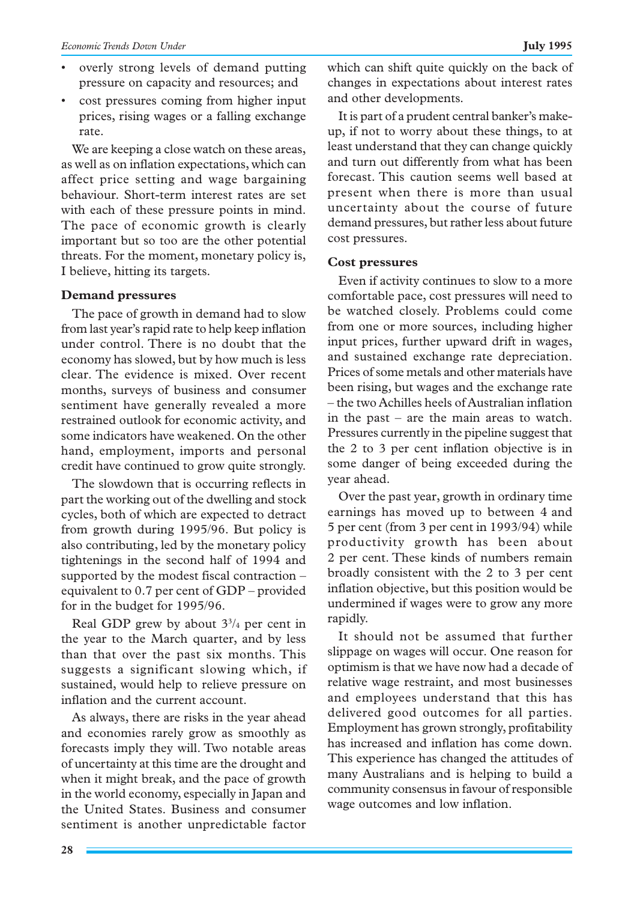- overly strong levels of demand putting pressure on capacity and resources; and
- cost pressures coming from higher input prices, rising wages or a falling exchange rate.

We are keeping a close watch on these areas, as well as on inflation expectations, which can affect price setting and wage bargaining behaviour. Short-term interest rates are set with each of these pressure points in mind. The pace of economic growth is clearly important but so too are the other potential threats. For the moment, monetary policy is, I believe, hitting its targets.

**Demand pressures**

The pace of growth in demand had to slow from last year's rapid rate to help keep inflation under control. There is no doubt that the economy has slowed, but by how much is less clear. The evidence is mixed. Over recent months, surveys of business and consumer sentiment have generally revealed a more restrained outlook for economic activity, and some indicators have weakened. On the other hand, employment, imports and personal credit have continued to grow quite strongly.

The slowdown that is occurring reflects in part the working out of the dwelling and stock cycles, both of which are expected to detract from growth during 1995/96. But policy is also contributing, led by the monetary policy tightenings in the second half of 1994 and supported by the modest fiscal contraction – equivalent to 0.7 per cent of GDP – provided for in the budget for 1995/96.

Real GDP grew by about $3^3/_4$ per cent in the year to the March quarter, and by less than that over the past six months. This suggests a significant slowing which, if sustained, would help to relieve pressure on inflation and the current account.

As always, there are risks in the year ahead and economies rarely grow as smoothly as forecasts imply they will. Two notable areas of uncertainty at this time are the drought and when it might break, and the pace of growth in the world economy, especially in Japan and the United States. Business and consumer sentiment is another unpredictable factor which can shift quite quickly on the back of changes in expectations about interest rates and other developments.

It is part of a prudent central banker's make-up, if not to worry about these things, to at least understand that they can change quickly and turn out differently from what has been forecast. This caution seems well based at present when there is more than usual uncertainty about the course of future demand pressures, but rather less about future cost pressures.

**Cost pressures**

Even if activity continues to slow to a more comfortable pace, cost pressures will need to be watched closely. Problems could come from one or more sources, including higher input prices, further upward drift in wages, and sustained exchange rate depreciation. Prices of some metals and other materials have been rising, but wages and the exchange rate – the two Achilles heels of Australian inflation in the past – are the main areas to watch. Pressures currently in the pipeline suggest that the 2 to 3 per cent inflation objective is in some danger of being exceeded during the year ahead.

Over the past year, growth in ordinary time earnings has moved up to between 4 and 5 per cent (from 3 per cent in 1993/94) while productivity growth has been about 2 per cent. These kinds of numbers remain broadly consistent with the 2 to 3 per cent inflation objective, but this position would be undermined if wages were to grow any more rapidly.

It should not be assumed that further slippage on wages will occur. One reason for optimism is that we have now had a decade of relative wage restraint, and most businesses and employees understand that this has delivered good outcomes for all parties. Employment has grown strongly, profitability has increased and inflation has come down. This experience has changed the attitudes of many Australians and is helping to build a community consensus in favour of responsible wage outcomes and low inflation.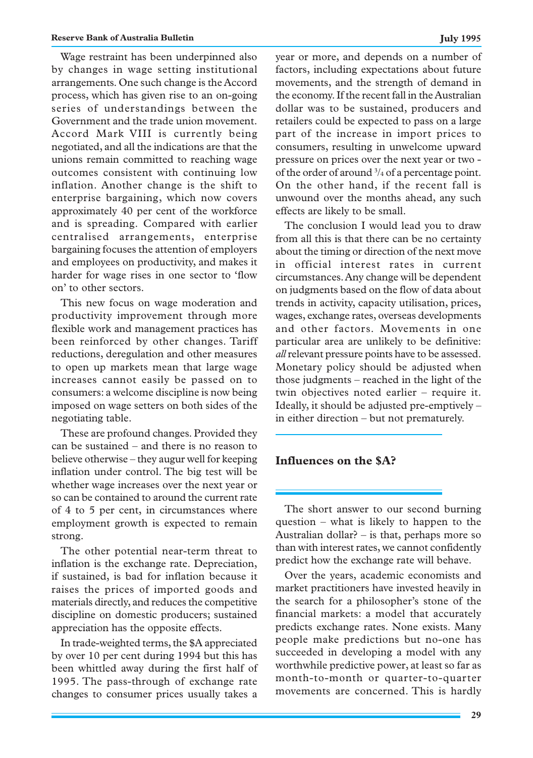Wage restraint has been underpinned also by changes in wage setting institutional arrangements. One such change is the Accord process, which has given rise to an on-going series of understandings between the Government and the trade union movement. Accord Mark VIII is currently being negotiated, and all the indications are that the unions remain committed to reaching wage outcomes consistent with continuing low inflation. Another change is the shift to enterprise bargaining, which now covers approximately 40 per cent of the workforce and is spreading. Compared with earlier centralised arrangements, enterprise bargaining focuses the attention of employers and employees on productivity, and makes it harder for wage rises in one sector to 'flow on' to other sectors.

This new focus on wage moderation and productivity improvement through more flexible work and management practices has been reinforced by other changes. Tariff reductions, deregulation and other measures to open up markets mean that large wage increases cannot easily be passed on to consumers: a welcome discipline is now being imposed on wage setters on both sides of the negotiating table.

These are profound changes. Provided they can be sustained – and there is no reason to believe otherwise – they augur well for keeping inflation under control. The big test will be whether wage increases over the next year or so can be contained to around the current rate of 4 to 5 per cent, in circumstances where employment growth is expected to remain strong.

The other potential near-term threat to inflation is the exchange rate. Depreciation, if sustained, is bad for inflation because it raises the prices of imported goods and materials directly, and reduces the competitive discipline on domestic producers; sustained appreciation has the opposite effects.

In trade-weighted terms, the $A appreciated by over 10 per cent during 1994 but this has been whittled away during the first half of 1995. The pass-through of exchange rate changes to consumer prices usually takes a year or more, and depends on a number of factors, including expectations about future movements, and the strength of demand in the economy. If the recent fall in the Australian dollar was to be sustained, producers and retailers could be expected to pass on a large part of the increase in import prices to consumers, resulting in unwelcome upward pressure on prices over the next year or two - of the order of around $^{3}/_{4}$ of a percentage point. On the other hand, if the recent fall is unwound over the months ahead, any such effects are likely to be small.

The conclusion I would lead you to draw from all this is that there can be no certainty about the timing or direction of the next move in official interest rates in current circumstances. Any change will be dependent on judgments based on the flow of data about trends in activity, capacity utilisation, prices, wages, exchange rates, overseas developments and other factors. Movements in one particular area are unlikely to be definitive: *all* relevant pressure points have to be assessed. Monetary policy should be adjusted when those judgments – reached in the light of the twin objectives noted earlier – require it. Ideally, it should be adjusted pre-emptively – in either direction – but not prematurely.

## Influences on the $A?

The short answer to our second burning question – what is likely to happen to the Australian dollar? – is that, perhaps more so than with interest rates, we cannot confidently predict how the exchange rate will behave.

Over the years, academic economists and market practitioners have invested heavily in the search for a philosopher's stone of the financial markets: a model that accurately predicts exchange rates. None exists. Many people make predictions but no-one has succeeded in developing a model with any worthwhile predictive power, at least so far as month-to-month or quarter-to-quarter movements are concerned. This is hardly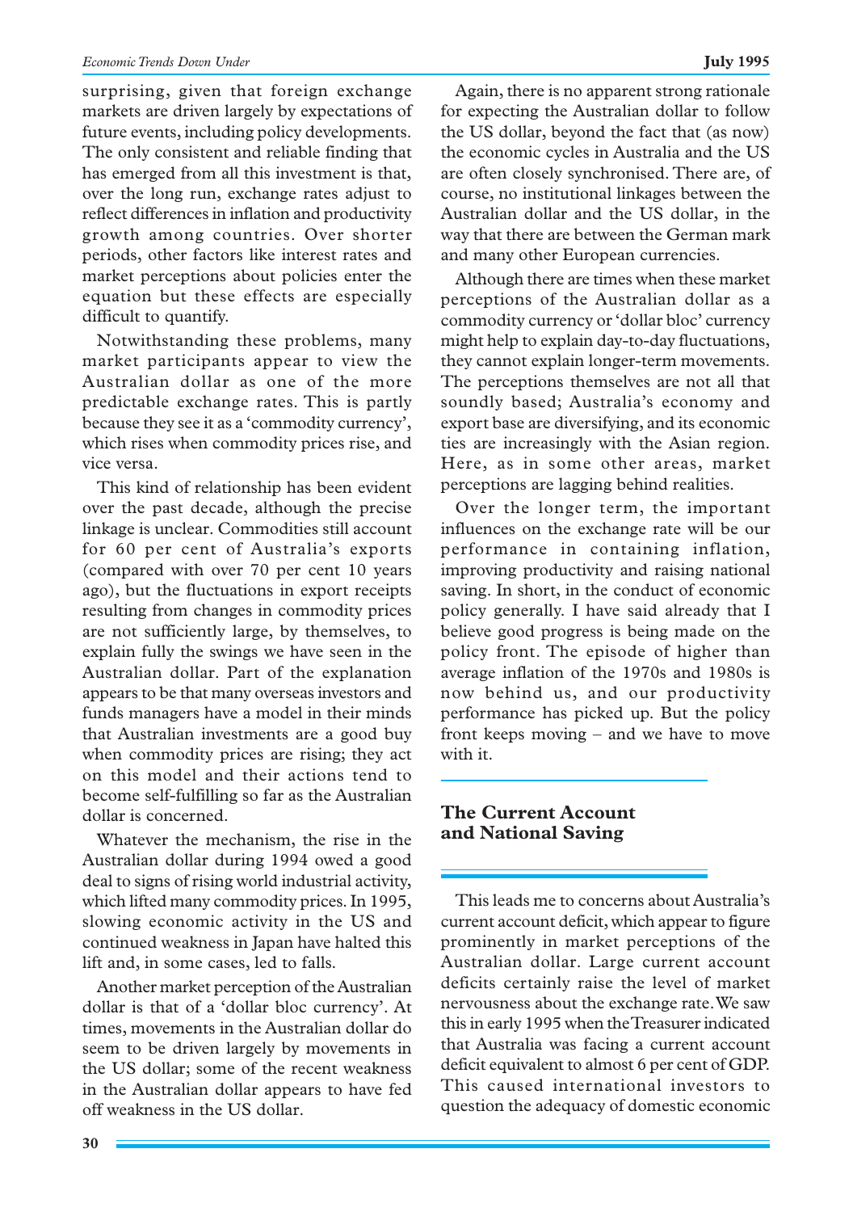surprising, given that foreign exchange markets are driven largely by expectations of future events, including policy developments. The only consistent and reliable finding that has emerged from all this investment is that, over the long run, exchange rates adjust to reflect differences in inflation and productivity growth among countries. Over shorter periods, other factors like interest rates and market perceptions about policies enter the equation but these effects are especially difficult to quantify.

Notwithstanding these problems, many market participants appear to view the Australian dollar as one of the more predictable exchange rates. This is partly because they see it as a 'commodity currency', which rises when commodity prices rise, and vice versa.

This kind of relationship has been evident over the past decade, although the precise linkage is unclear. Commodities still account for 60 per cent of Australia's exports (compared with over 70 per cent 10 years ago), but the fluctuations in export receipts resulting from changes in commodity prices are not sufficiently large, by themselves, to explain fully the swings we have seen in the Australian dollar. Part of the explanation appears to be that many overseas investors and funds managers have a model in their minds that Australian investments are a good buy when commodity prices are rising; they act on this model and their actions tend to become self-fulfilling so far as the Australian dollar is concerned.

Whatever the mechanism, the rise in the Australian dollar during 1994 owed a good deal to signs of rising world industrial activity, which lifted many commodity prices. In 1995, slowing economic activity in the US and continued weakness in Japan have halted this lift and, in some cases, led to falls.

Another market perception of the Australian dollar is that of a 'dollar bloc currency'. At times, movements in the Australian dollar do seem to be driven largely by movements in the US dollar; some of the recent weakness in the Australian dollar appears to have fed off weakness in the US dollar.

Again, there is no apparent strong rationale for expecting the Australian dollar to follow the US dollar, beyond the fact that (as now) the economic cycles in Australia and the US are often closely synchronised. There are, of course, no institutional linkages between the Australian dollar and the US dollar, in the way that there are between the German mark and many other European currencies.

Although there are times when these market perceptions of the Australian dollar as a commodity currency or 'dollar bloc' currency might help to explain day-to-day fluctuations, they cannot explain longer-term movements. The perceptions themselves are not all that soundly based; Australia's economy and export base are diversifying, and its economic ties are increasingly with the Asian region. Here, as in some other areas, market perceptions are lagging behind realities.

Over the longer term, the important influences on the exchange rate will be our performance in containing inflation, improving productivity and raising national saving. In short, in the conduct of economic policy generally. I have said already that I believe good progress is being made on the policy front. The episode of higher than average inflation of the 1970s and 1980s is now behind us, and our productivity performance has picked up. But the policy front keeps moving – and we have to move with it.

## The Current Account and National Saving

This leads me to concerns about Australia's current account deficit, which appear to figure prominently in market perceptions of the Australian dollar. Large current account deficits certainly raise the level of market nervousness about the exchange rate. We saw this in early 1995 when the Treasurer indicated that Australia was facing a current account deficit equivalent to almost 6 per cent of GDP. This caused international investors to question the adequacy of domestic economic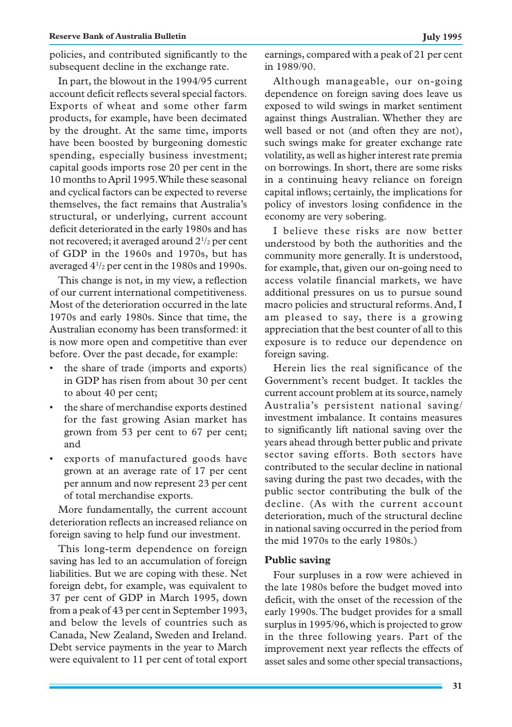policies, and contributed significantly to the subsequent decline in the exchange rate.

In part, the blowout in the 1994/95 current account deficit reflects several special factors. Exports of wheat and some other farm products, for example, have been decimated by the drought. At the same time, imports have been boosted by burgeoning domestic spending, especially business investment; capital goods imports rose 20 per cent in the 10 months to April 1995. While these seasonal and cyclical factors can be expected to reverse themselves, the fact remains that Australia's structural, or underlying, current account deficit deteriorated in the early 1980s and has not recovered; it averaged around 2½ per cent of GDP in the 1960s and 1970s, but has averaged 4½ per cent in the 1980s and 1990s.

This change is not, in my view, a reflection of our current international competitiveness. Most of the deterioration occurred in the late 1970s and early 1980s. Since that time, the Australian economy has been transformed: it is now more open and competitive than ever before. Over the past decade, for example:

- the share of trade (imports and exports) in GDP has risen from about 30 per cent to about 40 per cent;
- the share of merchandise exports destined for the fast growing Asian market has grown from 53 per cent to 67 per cent; and
- exports of manufactured goods have grown at an average rate of 17 per cent per annum and now represent 23 per cent of total merchandise exports.

More fundamentally, the current account deterioration reflects an increased reliance on foreign saving to help fund our investment.

This long-term dependence on foreign saving has led to an accumulation of foreign liabilities. But we are coping with these. Net foreign debt, for example, was equivalent to 37 per cent of GDP in March 1995, down from a peak of 43 per cent in September 1993, and below the levels of countries such as Canada, New Zealand, Sweden and Ireland. Debt service payments in the year to March were equivalent to 11 per cent of total export earnings, compared with a peak of 21 per cent in 1989/90.

Although manageable, our on-going dependence on foreign saving does leave us exposed to wild swings in market sentiment against things Australian. Whether they are well based or not (and often they are not), such swings make for greater exchange rate volatility, as well as higher interest rate premia on borrowings. In short, there are some risks in a continuing heavy reliance on foreign capital inflows; certainly, the implications for policy of investors losing confidence in the economy are very sobering.

I believe these risks are now better understood by both the authorities and the community more generally. It is understood, for example, that, given our on-going need to access volatile financial markets, we have additional pressures on us to pursue sound macro policies and structural reforms. And, I am pleased to say, there is a growing appreciation that the best counter of all to this exposure is to reduce our dependence on foreign saving.

Herein lies the real significance of the Government's recent budget. It tackles the current account problem at its source, namely Australia's persistent national saving/ investment imbalance. It contains measures to significantly lift national saving over the years ahead through better public and private sector saving efforts. Both sectors have contributed to the secular decline in national saving during the past two decades, with the public sector contributing the bulk of the decline. (As with the current account deterioration, much of the structural decline in national saving occurred in the period from the mid 1970s to the early 1980s.)

### Public saving

Four surpluses in a row were achieved in the late 1980s before the budget moved into deficit, with the onset of the recession of the early 1990s. The budget provides for a small surplus in 1995/96, which is projected to grow in the three following years. Part of the improvement next year reflects the effects of asset sales and some other special transactions,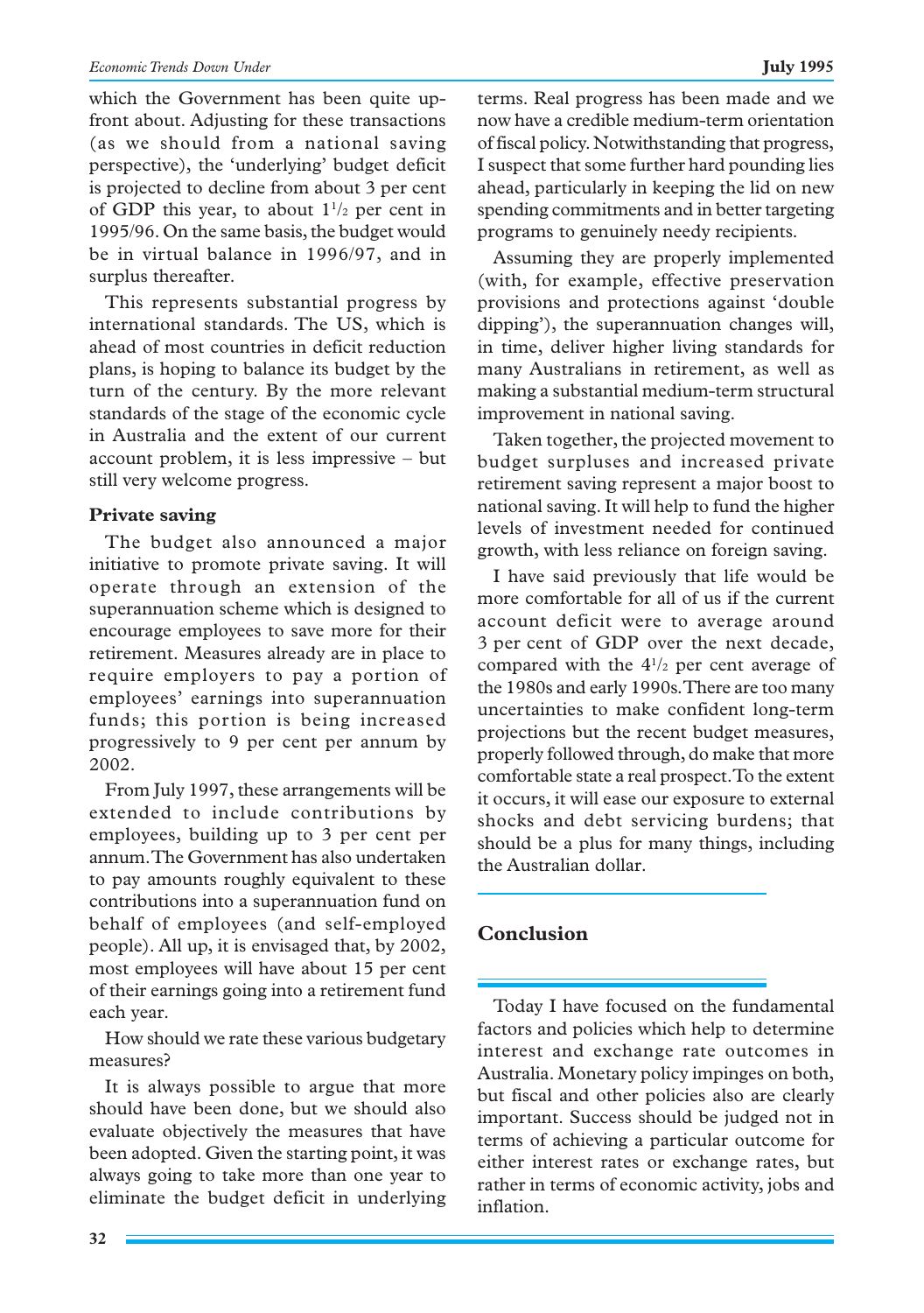which the Government has been quite up-front about. Adjusting for these transactions (as we should from a national saving perspective), the 'underlying' budget deficit is projected to decline from about 3 per cent of GDP this year, to about $1^1/_2$ per cent in 1995/96. On the same basis, the budget would be in virtual balance in 1996/97, and in surplus thereafter.

This represents substantial progress by international standards. The US, which is ahead of most countries in deficit reduction plans, is hoping to balance its budget by the turn of the century. By the more relevant standards of the stage of the economic cycle in Australia and the extent of our current account problem, it is less impressive – but still very welcome progress.

**Private saving**

The budget also announced a major initiative to promote private saving. It will operate through an extension of the superannuation scheme which is designed to encourage employees to save more for their retirement. Measures already are in place to require employers to pay a portion of employees' earnings into superannuation funds; this portion is being increased progressively to 9 per cent per annum by 2002.

From July 1997, these arrangements will be extended to include contributions by employees, building up to 3 per cent per annum. The Government has also undertaken to pay amounts roughly equivalent to these contributions into a superannuation fund on behalf of employees (and self-employed people). All up, it is envisaged that, by 2002, most employees will have about 15 per cent of their earnings going into a retirement fund each year.

How should we rate these various budgetary measures?

It is always possible to argue that more should have been done, but we should also evaluate objectively the measures that have been adopted. Given the starting point, it was always going to take more than one year to eliminate the budget deficit in underlying terms. Real progress has been made and we now have a credible medium-term orientation of fiscal policy. Notwithstanding that progress, I suspect that some further hard pounding lies ahead, particularly in keeping the lid on new spending commitments and in better targeting programs to genuinely needy recipients.

Assuming they are properly implemented (with, for example, effective preservation provisions and protections against 'double dipping'), the superannuation changes will, in time, deliver higher living standards for many Australians in retirement, as well as making a substantial medium-term structural improvement in national saving.

Taken together, the projected movement to budget surpluses and increased private retirement saving represent a major boost to national saving. It will help to fund the higher levels of investment needed for continued growth, with less reliance on foreign saving.

I have said previously that life would be more comfortable for all of us if the current account deficit were to average around 3 per cent of GDP over the next decade, compared with the $4^1/_2$ per cent average of the 1980s and early 1990s. There are too many uncertainties to make confident long-term projections but the recent budget measures, properly followed through, do make that more comfortable state a real prospect. To the extent it occurs, it will ease our exposure to external shocks and debt servicing burdens; that should be a plus for many things, including the Australian dollar.

## Conclusion

Today I have focused on the fundamental factors and policies which help to determine interest and exchange rate outcomes in Australia. Monetary policy impinges on both, but fiscal and other policies also are clearly important. Success should be judged not in terms of achieving a particular outcome for either interest rates or exchange rates, but rather in terms of economic activity, jobs and inflation.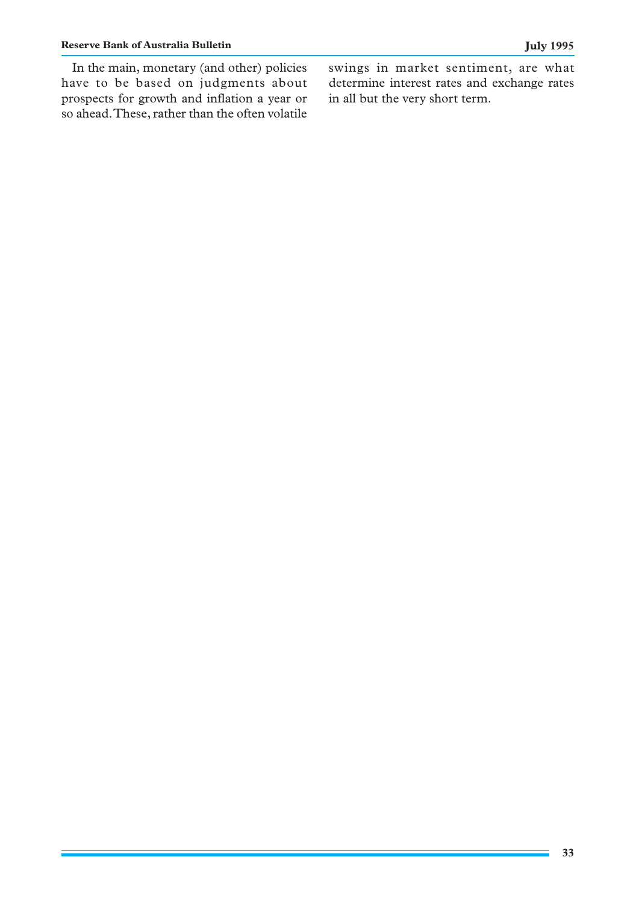In the main, monetary (and other) policies have to be based on judgments about prospects for growth and inflation a year or so ahead. These, rather than the often volatile swings in market sentiment, are what determine interest rates and exchange rates in all but the very short term.